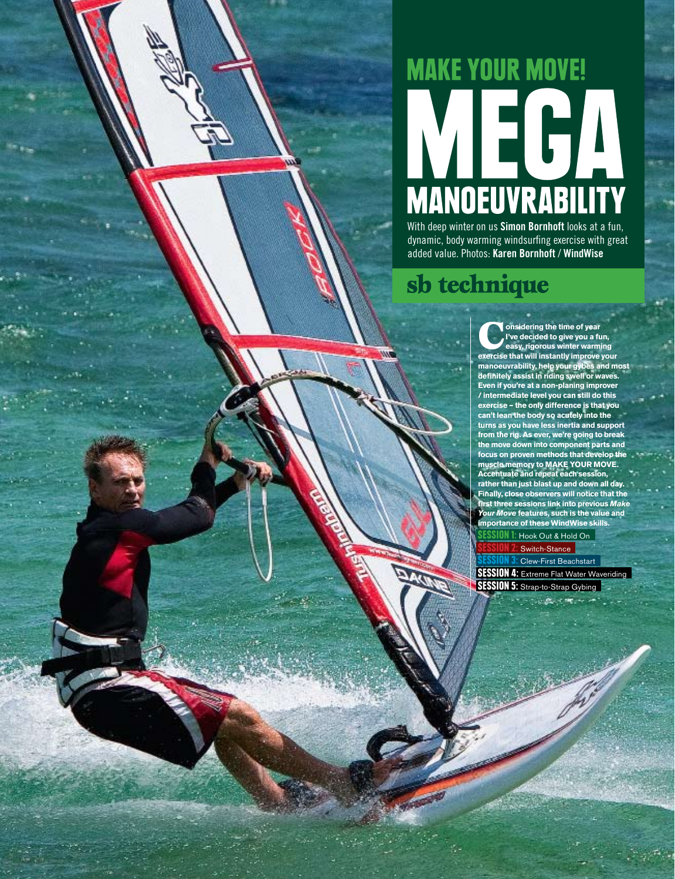# MAKE YOUR MOVE!

# MEGA MANOEUVRABILITY

With deep winter on us **Simon Bornhoft** looks at a fun, dynamic, body warming windsurfing exercise with great added value. Photos: **Karen Bornhoft / WindWise**

## sb technique

**Considering the time of year I've decided to give you a fun, easy, rigorous winter warming exercise that will instantly improve your manoeuvrability, help your gybes and most definitely assist in riding swell or waves. Even if you're at a non-planing improver / intermediate level you can still do this exercise – the only difference is that you can't lean the body so acutely into the turns as you have less inertia and support from the rig. As ever, we're going to break the move down into component parts and focus on proven methods that develop the muscle memory to MAKE YOUR MOVE. Accentuate and repeat each session, rather than just blast up and down all day. Finally, close observers will notice that the first three sessions link into previous *Make Your Move* features, such is the value and importance of these WindWise skills.**

**SESSION 1:** Hook Out & Hold On
**SESSION 2:** Switch-Stance
**SESSION 3:** Clew-First Beachstart
**SESSION 4:** Extreme Flat Water Waveriding
**SESSION 5:** Strap-to-Strap Gybing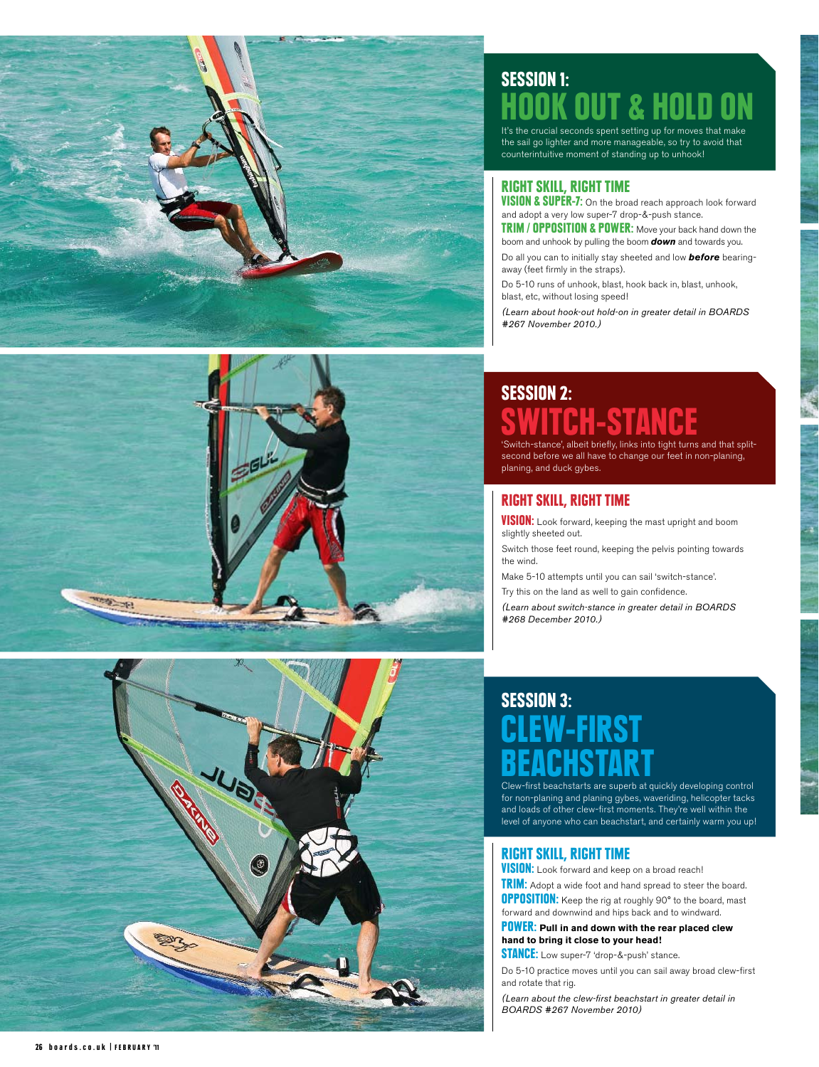## SESSION 1:
# HOOK OUT & HOLD ON

It's the crucial seconds spent setting up for moves that make the sail go lighter and more manageable, so try to avoid that counterintuitive moment of standing up to unhook!

### RIGHT SKILL, RIGHT TIME

**VISION & SUPER-7:** On the broad reach approach look forward and adopt a very low super-7 drop-&-push stance.

**TRIM / OPPOSITION & POWER:** Move your back hand down the boom and unhook by pulling the boom ***down*** and towards you.

Do all you can to initially stay sheeted and low ***before*** bearing-away (feet firmly in the straps).

Do 5-10 runs of unhook, blast, hook back in, blast, unhook, blast, etc, without losing speed!

*(Learn about hook-out hold-on in greater detail in BOARDS #267 November 2010.)*

## SESSION 2:
# SWITCH-STANCE

'Switch-stance', albeit briefly, links into tight turns and that split-second before we all have to change our feet in non-planing, planing, and duck gybes.

### RIGHT SKILL, RIGHT TIME

**VISION:** Look forward, keeping the mast upright and boom slightly sheeted out.

Switch those feet round, keeping the pelvis pointing towards the wind.

Make 5-10 attempts until you can sail 'switch-stance'.

Try this on the land as well to gain confidence.

*(Learn about switch-stance in greater detail in BOARDS #268 December 2010.)*

## SESSION 3:
# CLEW-FIRST BEACHSTART

Clew-first beachstarts are superb at quickly developing control for non-planing and planing gybes, waveriding, helicopter tacks and loads of other clew-first moments. They're well within the level of anyone who can beachstart, and certainly warm you up!

### RIGHT SKILL, RIGHT TIME

**VISION:** Look forward and keep on a broad reach!

**TRIM:** Adopt a wide foot and hand spread to steer the board.

**OPPOSITION:** Keep the rig at roughly 90° to the board, mast forward and downwind and hips back and to windward.

**POWER:** **Pull in and down with the rear placed clew hand to bring it close to your head!**

**STANCE:** Low super-7 'drop-&-push' stance.

Do 5-10 practice moves until you can sail away broad clew-first and rotate that rig.

*(Learn about the clew-first beachstart in greater detail in BOARDS #267 November 2010)*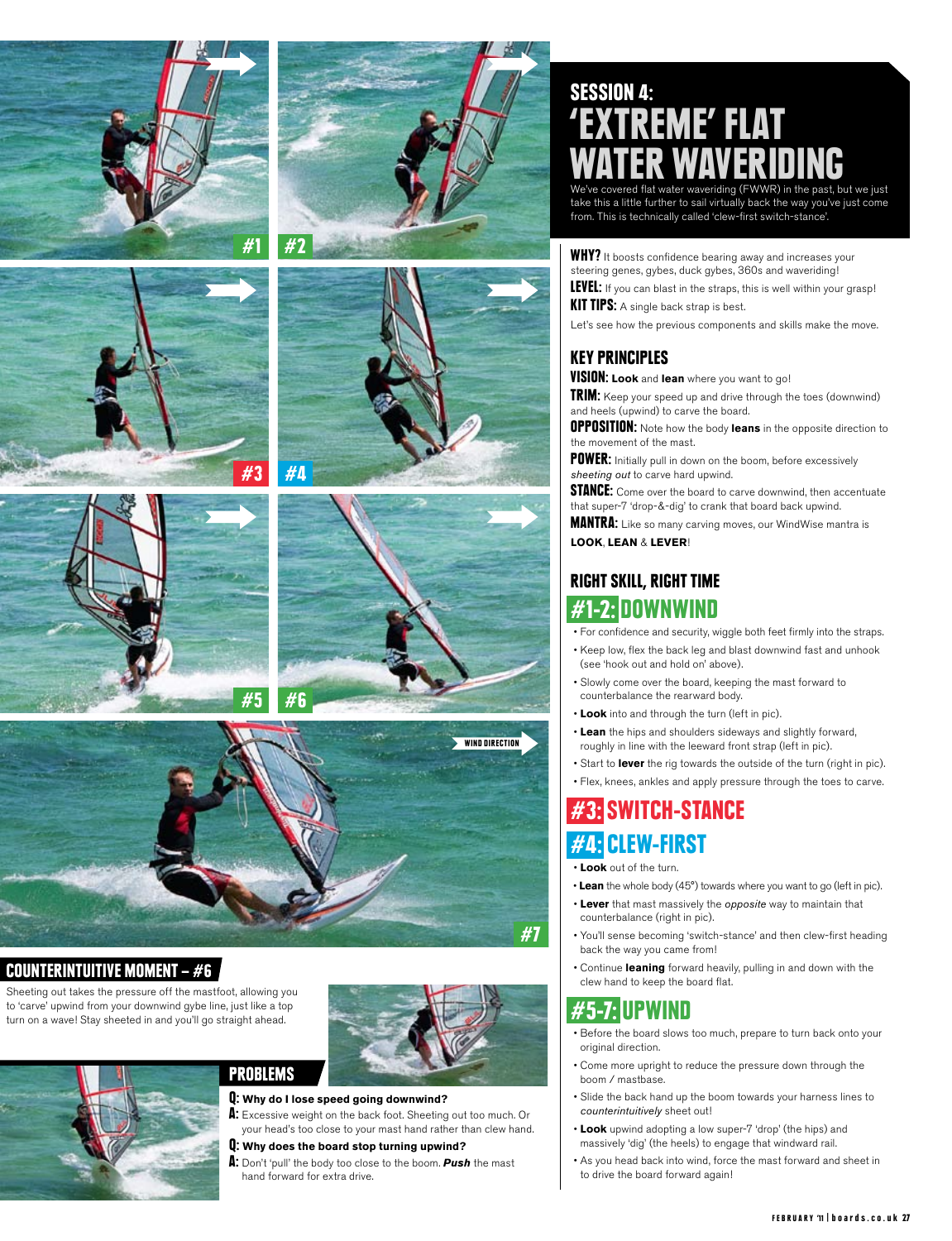# SESSION 4: 'EXTREME' FLAT WATER WAVERIDING

We've covered flat water waveriding (FWWR) in the past, but we just take this a little further to sail virtually back the way you've just come from. This is technically called 'clew-first switch-stance'.

**WHY?** It boosts confidence bearing away and increases your steering genes, gybes, duck gybes, 360s and waveriding!

**LEVEL:** If you can blast in the straps, this is well within your grasp!

**KIT TIPS:** A single back strap is best.

Let's see how the previous components and skills make the move.

## KEY PRINCIPLES

**VISION:** **Look** and **lean** where you want to go!

**TRIM:** Keep your speed up and drive through the toes (downwind) and heels (upwind) to carve the board.

**OPPOSITION:** Note how the body **leans** in the opposite direction to the movement of the mast.

**POWER:** Initially pull in down on the boom, before excessively *sheeting out* to carve hard upwind.

**STANCE:** Come over the board to carve downwind, then accentuate that super-7 'drop-&-dig' to crank that board back upwind.

**MANTRA:** Like so many carving moves, our WindWise mantra is **LOOK**, **LEAN** & **LEVER**!

## RIGHT SKILL, RIGHT TIME

### #1-2: DOWNWIND

- For confidence and security, wiggle both feet firmly into the straps.
- Keep low, flex the back leg and blast downwind fast and unhook (see 'hook out and hold on' above).
- Slowly come over the board, keeping the mast forward to counterbalance the rearward body.
- **Look** into and through the turn (left in pic).
- **Lean** the hips and shoulders sideways and slightly forward, roughly in line with the leeward front strap (left in pic).
- Start to **lever** the rig towards the outside of the turn (right in pic).
- Flex, knees, ankles and apply pressure through the toes to carve.

### #3: SWITCH-STANCE

### #4: CLEW-FIRST

- **Look** out of the turn.
- **Lean** the whole body (45°) towards where you want to go (left in pic).
- **Lever** that mast massively the *opposite* way to maintain that counterbalance (right in pic).
- You'll sense becoming 'switch-stance' and then clew-first heading back the way you came from!
- Continue **leaning** forward heavily, pulling in and down with the clew hand to keep the board flat.

### #5-7: UPWIND

- Before the board slows too much, prepare to turn back onto your original direction.
- Come more upright to reduce the pressure down through the boom / mastbase.
- Slide the back hand up the boom towards your harness lines to *counterintuitively* sheet out!
- **Look** upwind adopting a low super-7 'drop' (the hips) and massively 'dig' (the heels) to engage that windward rail.
- As you head back into wind, force the mast forward and sheet in to drive the board forward again!

## COUNTERINTUITIVE MOMENT – #6

Sheeting out takes the pressure off the mastfoot, allowing you to 'carve' upwind from your downwind gybe line, just like a top turn on a wave! Stay sheeted in and you'll go straight ahead.

## PROBLEMS

**Q: Why do I lose speed going downwind?**

**A:** Excessive weight on the back foot. Sheeting out too much. Or your head's too close to your mast hand rather than clew hand.

**Q: Why does the board stop turning upwind?**

**A:** Don't 'pull' the body too close to the boom. ***Push*** the mast hand forward for extra drive.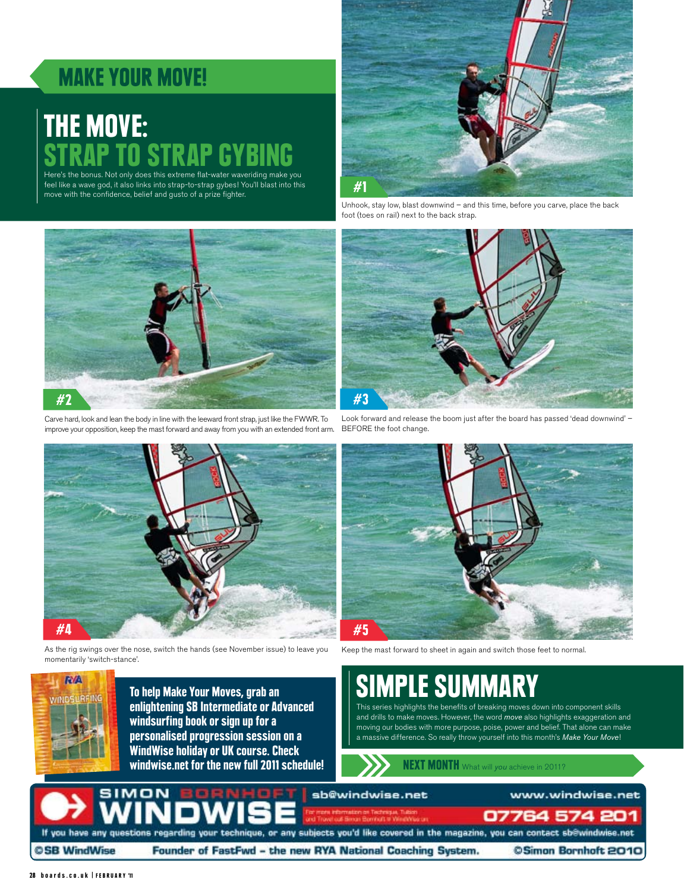## MAKE YOUR MOVE!

# THE MOVE: STRAP TO STRAP GYBING

Here's the bonus. Not only does this extreme flat-water waveriding make you feel like a wave god, it also links into strap-to-strap gybes! You'll blast into this move with the confidence, belief and gusto of a prize fighter.

#1

Unhook, stay low, blast downwind – and this time, before you carve, place the back foot (toes on rail) next to the back strap.

#2

Carve hard, look and lean the body in line with the leeward front strap, just like the FWWR. To improve your opposition, keep the mast forward and away from you with an extended front arm.

#3

Look forward and release the boom just after the board has passed 'dead downwind' – BEFORE the foot change.

#4

As the rig swings over the nose, switch the hands (see November issue) to leave you momentarily 'switch-stance'.

#5

Keep the mast forward to sheet in again and switch those feet to normal.

**To help Make Your Moves, grab an enlightening SB Intermediate or Advanced windsurfing book or sign up for a personalised progression session on a WindWise holiday or UK course. Check windwise.net for the new full 2011 schedule!**

## SIMPLE SUMMARY

This series highlights the benefits of breaking moves down into component skills and drills to make moves. However, the word *move* also highlights exaggeration and moving our bodies with more purpose, poise, power and belief. That alone can make a massive difference. So really throw yourself into this month's *Make Your Move*!

**NEXT MONTH** What will *you* achieve in 2011?

SIMON BORNHOFT WINDWISE

sb@windwise.net | www.windwise.net

For more information on Technique, Tuition and Travel call Simon Bornhoft @ WindWise on

07764 574 201

If you have any questions regarding your technique, or any subjects you'd like covered in the magazine, you can contact sb@windwise.net

©SB WindWise — Founder of FastFwd – the new RYA National Coaching System. — ©Simon Bornhoft 2010